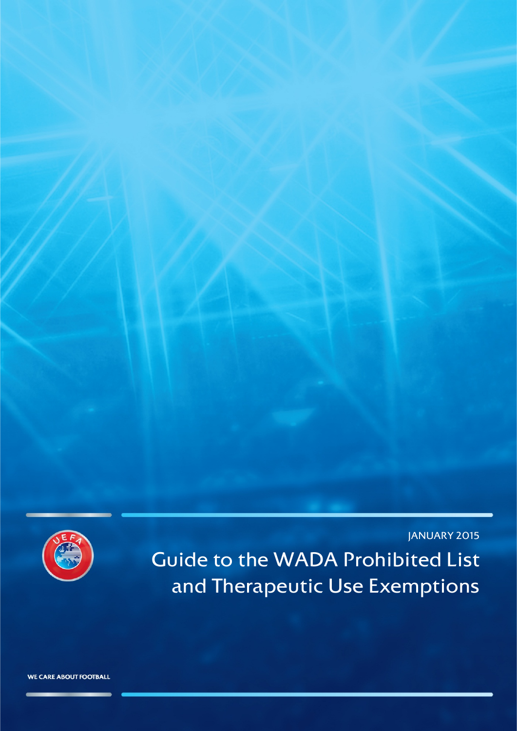JANUARY 2015

# Guide to the WADA Prohibited List and Therapeutic Use Exemptions

WE CARE ABOUT FOOTBALL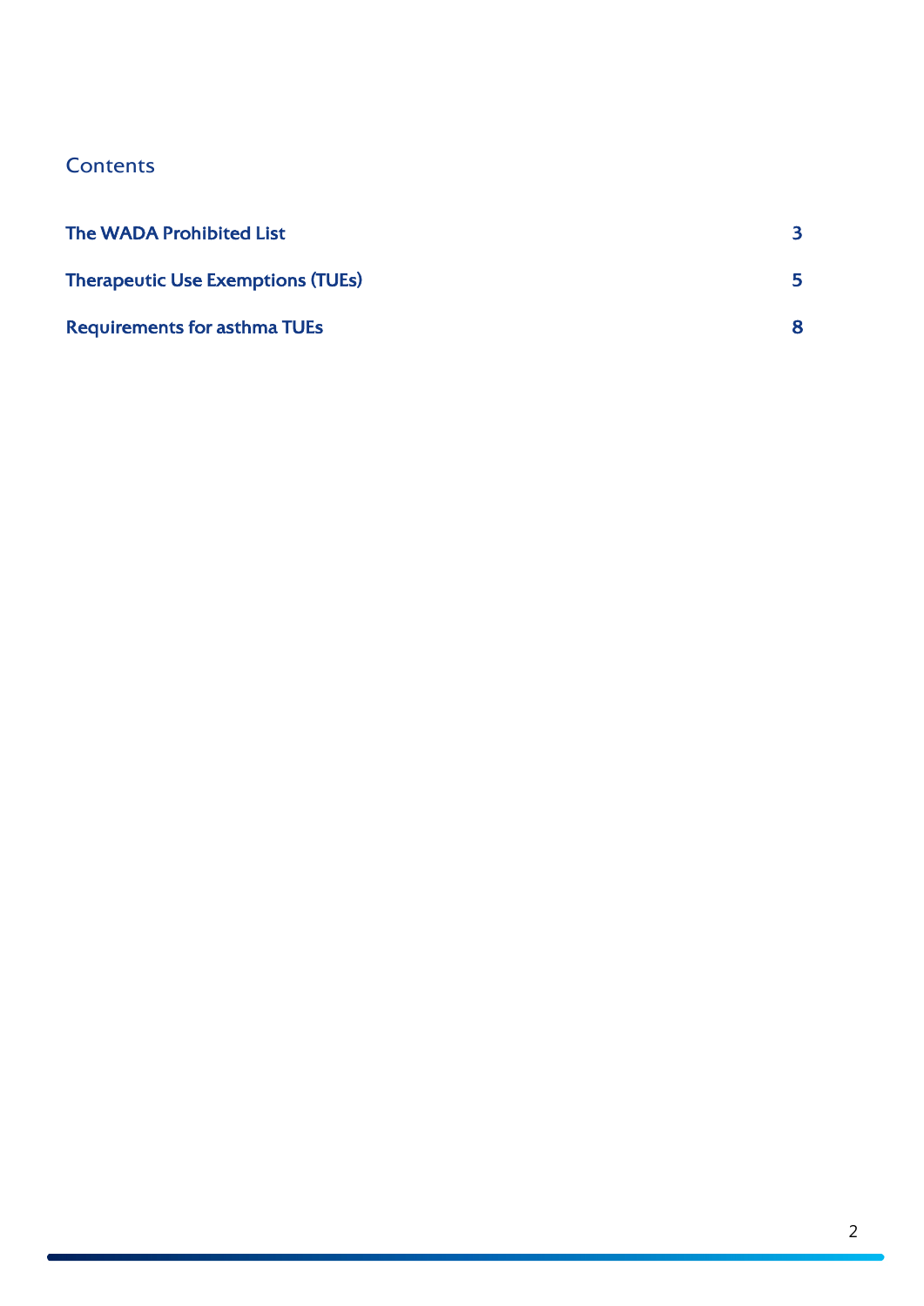## Contents

| | |
|---|---|
| **The WADA Prohibited List** | **3** |
| **Therapeutic Use Exemptions (TUEs)** | **5** |
| **Requirements for asthma TUEs** | **8** |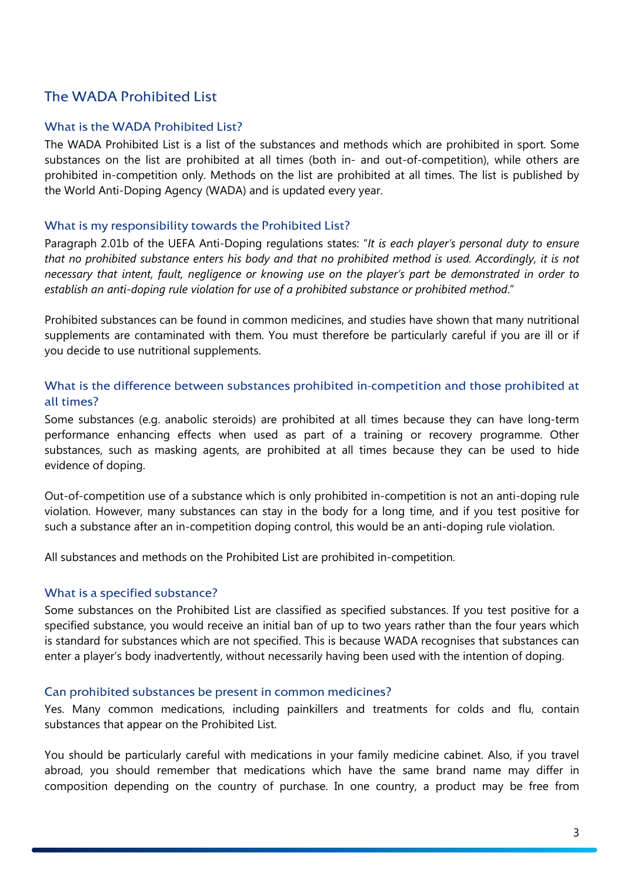## The WADA Prohibited List

### What is the WADA Prohibited List?

The WADA Prohibited List is a list of the substances and methods which are prohibited in sport. Some substances on the list are prohibited at all times (both in- and out-of-competition), while others are prohibited in-competition only. Methods on the list are prohibited at all times. The list is published by the World Anti-Doping Agency (WADA) and is updated every year.

### What is my responsibility towards the Prohibited List?

Paragraph 2.01b of the UEFA Anti-Doping regulations states: "*It is each player's personal duty to ensure that no prohibited substance enters his body and that no prohibited method is used. Accordingly, it is not necessary that intent, fault, negligence or knowing use on the player's part be demonstrated in order to establish an anti-doping rule violation for use of a prohibited substance or prohibited method*."

Prohibited substances can be found in common medicines, and studies have shown that many nutritional supplements are contaminated with them. You must therefore be particularly careful if you are ill or if you decide to use nutritional supplements.

### What is the difference between substances prohibited in-competition and those prohibited at all times?

Some substances (e.g. anabolic steroids) are prohibited at all times because they can have long-term performance enhancing effects when used as part of a training or recovery programme. Other substances, such as masking agents, are prohibited at all times because they can be used to hide evidence of doping.

Out-of-competition use of a substance which is only prohibited in-competition is not an anti-doping rule violation. However, many substances can stay in the body for a long time, and if you test positive for such a substance after an in-competition doping control, this would be an anti-doping rule violation.

All substances and methods on the Prohibited List are prohibited in-competition.

### What is a specified substance?

Some substances on the Prohibited List are classified as specified substances. If you test positive for a specified substance, you would receive an initial ban of up to two years rather than the four years which is standard for substances which are not specified. This is because WADA recognises that substances can enter a player's body inadvertently, without necessarily having been used with the intention of doping.

### Can prohibited substances be present in common medicines?

Yes. Many common medications, including painkillers and treatments for colds and flu, contain substances that appear on the Prohibited List.

You should be particularly careful with medications in your family medicine cabinet. Also, if you travel abroad, you should remember that medications which have the same brand name may differ in composition depending on the country of purchase. In one country, a product may be free from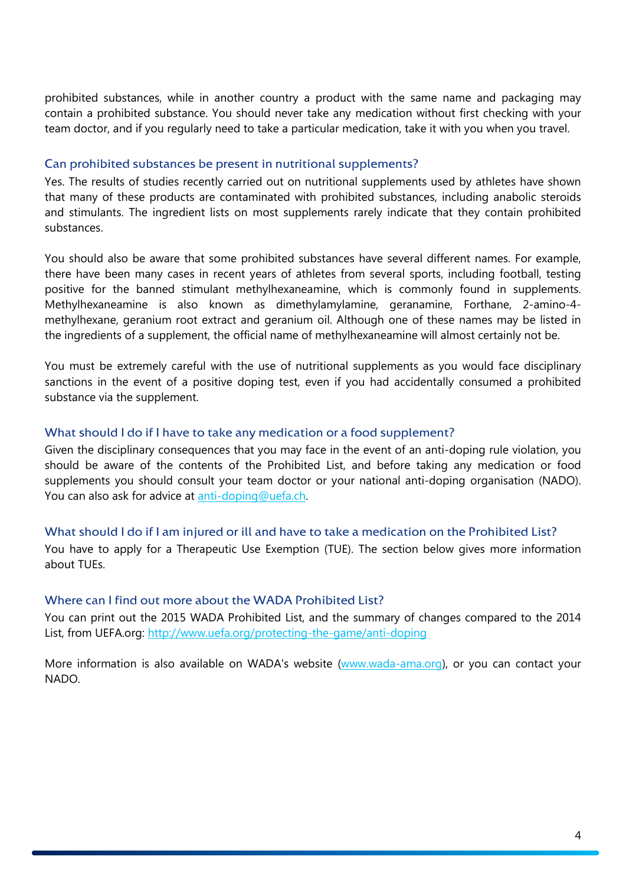prohibited substances, while in another country a product with the same name and packaging may contain a prohibited substance. You should never take any medication without first checking with your team doctor, and if you regularly need to take a particular medication, take it with you when you travel.

### Can prohibited substances be present in nutritional supplements?

Yes. The results of studies recently carried out on nutritional supplements used by athletes have shown that many of these products are contaminated with prohibited substances, including anabolic steroids and stimulants. The ingredient lists on most supplements rarely indicate that they contain prohibited substances.

You should also be aware that some prohibited substances have several different names. For example, there have been many cases in recent years of athletes from several sports, including football, testing positive for the banned stimulant methylhexaneamine, which is commonly found in supplements. Methylhexaneamine is also known as dimethylamylamine, geranamine, Forthane, 2-amino-4-methylhexane, geranium root extract and geranium oil. Although one of these names may be listed in the ingredients of a supplement, the official name of methylhexaneamine will almost certainly not be.

You must be extremely careful with the use of nutritional supplements as you would face disciplinary sanctions in the event of a positive doping test, even if you had accidentally consumed a prohibited substance via the supplement.

### What should I do if I have to take any medication or a food supplement?

Given the disciplinary consequences that you may face in the event of an anti-doping rule violation, you should be aware of the contents of the Prohibited List, and before taking any medication or food supplements you should consult your team doctor or your national anti-doping organisation (NADO). You can also ask for advice at anti-doping@uefa.ch.

### What should I do if I am injured or ill and have to take a medication on the Prohibited List?

You have to apply for a Therapeutic Use Exemption (TUE). The section below gives more information about TUEs.

### Where can I find out more about the WADA Prohibited List?

You can print out the 2015 WADA Prohibited List, and the summary of changes compared to the 2014 List, from UEFA.org: http://www.uefa.org/protecting-the-game/anti-doping

More information is also available on WADA's website (www.wada-ama.org), or you can contact your NADO.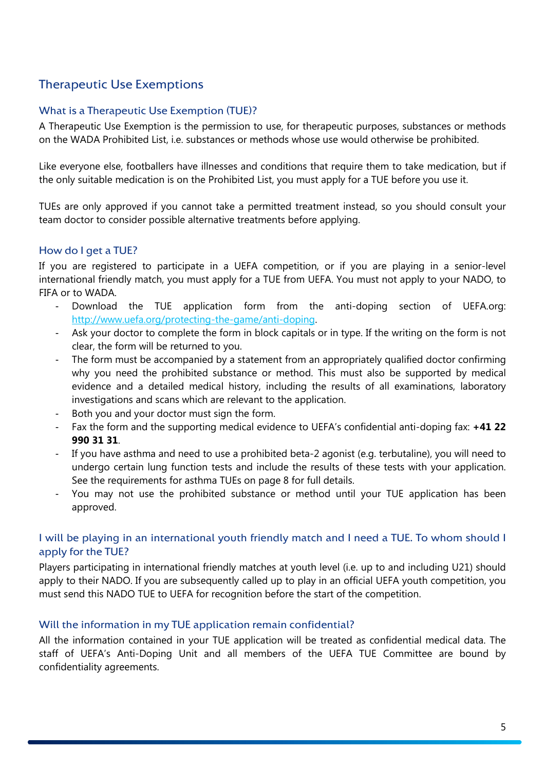## Therapeutic Use Exemptions

### What is a Therapeutic Use Exemption (TUE)?

A Therapeutic Use Exemption is the permission to use, for therapeutic purposes, substances or methods on the WADA Prohibited List, i.e. substances or methods whose use would otherwise be prohibited.

Like everyone else, footballers have illnesses and conditions that require them to take medication, but if the only suitable medication is on the Prohibited List, you must apply for a TUE before you use it.

TUEs are only approved if you cannot take a permitted treatment instead, so you should consult your team doctor to consider possible alternative treatments before applying.

### How do I get a TUE?

If you are registered to participate in a UEFA competition, or if you are playing in a senior-level international friendly match, you must apply for a TUE from UEFA. You must not apply to your NADO, to FIFA or to WADA.

- Download the TUE application form from the anti-doping section of UEFA.org: http://www.uefa.org/protecting-the-game/anti-doping.
- Ask your doctor to complete the form in block capitals or in type. If the writing on the form is not clear, the form will be returned to you.
- The form must be accompanied by a statement from an appropriately qualified doctor confirming why you need the prohibited substance or method. This must also be supported by medical evidence and a detailed medical history, including the results of all examinations, laboratory investigations and scans which are relevant to the application.
- Both you and your doctor must sign the form.
- Fax the form and the supporting medical evidence to UEFA's confidential anti-doping fax: **+41 22 990 31 31**.
- If you have asthma and need to use a prohibited beta-2 agonist (e.g. terbutaline), you will need to undergo certain lung function tests and include the results of these tests with your application. See the requirements for asthma TUEs on page 8 for full details.
- You may not use the prohibited substance or method until your TUE application has been approved.

### I will be playing in an international youth friendly match and I need a TUE. To whom should I apply for the TUE?

Players participating in international friendly matches at youth level (i.e. up to and including U21) should apply to their NADO. If you are subsequently called up to play in an official UEFA youth competition, you must send this NADO TUE to UEFA for recognition before the start of the competition.

### Will the information in my TUE application remain confidential?

All the information contained in your TUE application will be treated as confidential medical data. The staff of UEFA's Anti-Doping Unit and all members of the UEFA TUE Committee are bound by confidentiality agreements.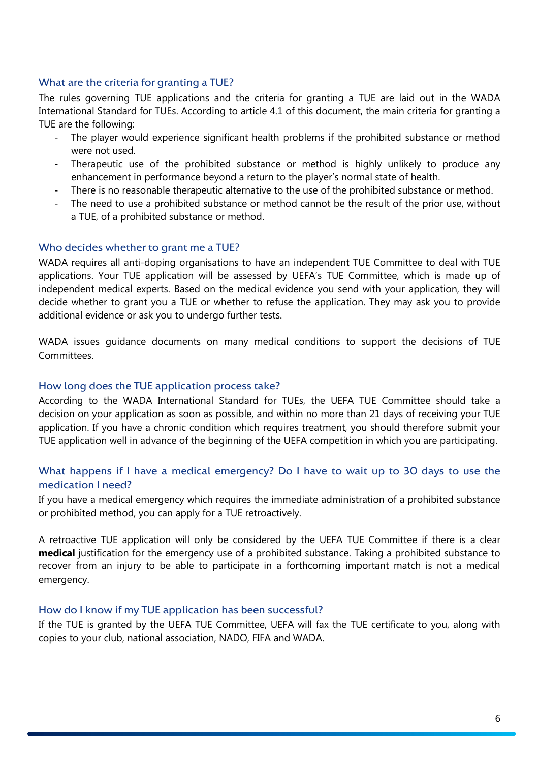### What are the criteria for granting a TUE?

The rules governing TUE applications and the criteria for granting a TUE are laid out in the WADA International Standard for TUEs. According to article 4.1 of this document, the main criteria for granting a TUE are the following:

- The player would experience significant health problems if the prohibited substance or method were not used.
- Therapeutic use of the prohibited substance or method is highly unlikely to produce any enhancement in performance beyond a return to the player's normal state of health.
- There is no reasonable therapeutic alternative to the use of the prohibited substance or method.
- The need to use a prohibited substance or method cannot be the result of the prior use, without a TUE, of a prohibited substance or method.

### Who decides whether to grant me a TUE?

WADA requires all anti-doping organisations to have an independent TUE Committee to deal with TUE applications. Your TUE application will be assessed by UEFA's TUE Committee, which is made up of independent medical experts. Based on the medical evidence you send with your application, they will decide whether to grant you a TUE or whether to refuse the application. They may ask you to provide additional evidence or ask you to undergo further tests.

WADA issues guidance documents on many medical conditions to support the decisions of TUE Committees.

### How long does the TUE application process take?

According to the WADA International Standard for TUEs, the UEFA TUE Committee should take a decision on your application as soon as possible, and within no more than 21 days of receiving your TUE application. If you have a chronic condition which requires treatment, you should therefore submit your TUE application well in advance of the beginning of the UEFA competition in which you are participating.

### What happens if I have a medical emergency? Do I have to wait up to 30 days to use the medication I need?

If you have a medical emergency which requires the immediate administration of a prohibited substance or prohibited method, you can apply for a TUE retroactively.

A retroactive TUE application will only be considered by the UEFA TUE Committee if there is a clear **medical** justification for the emergency use of a prohibited substance. Taking a prohibited substance to recover from an injury to be able to participate in a forthcoming important match is not a medical emergency.

### How do I know if my TUE application has been successful?

If the TUE is granted by the UEFA TUE Committee, UEFA will fax the TUE certificate to you, along with copies to your club, national association, NADO, FIFA and WADA.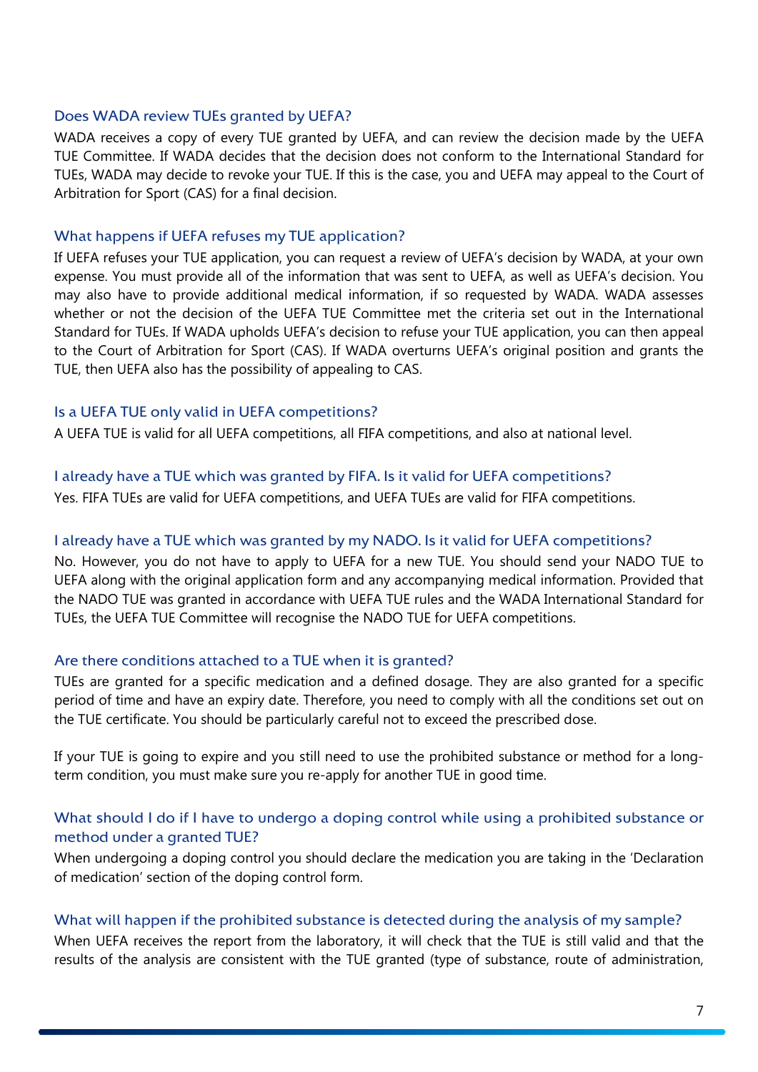### Does WADA review TUEs granted by UEFA?

WADA receives a copy of every TUE granted by UEFA, and can review the decision made by the UEFA TUE Committee. If WADA decides that the decision does not conform to the International Standard for TUEs, WADA may decide to revoke your TUE. If this is the case, you and UEFA may appeal to the Court of Arbitration for Sport (CAS) for a final decision.

### What happens if UEFA refuses my TUE application?

If UEFA refuses your TUE application, you can request a review of UEFA's decision by WADA, at your own expense. You must provide all of the information that was sent to UEFA, as well as UEFA's decision. You may also have to provide additional medical information, if so requested by WADA. WADA assesses whether or not the decision of the UEFA TUE Committee met the criteria set out in the International Standard for TUEs. If WADA upholds UEFA's decision to refuse your TUE application, you can then appeal to the Court of Arbitration for Sport (CAS). If WADA overturns UEFA's original position and grants the TUE, then UEFA also has the possibility of appealing to CAS.

### Is a UEFA TUE only valid in UEFA competitions?

A UEFA TUE is valid for all UEFA competitions, all FIFA competitions, and also at national level.

### I already have a TUE which was granted by FIFA. Is it valid for UEFA competitions?

Yes. FIFA TUEs are valid for UEFA competitions, and UEFA TUEs are valid for FIFA competitions.

### I already have a TUE which was granted by my NADO. Is it valid for UEFA competitions?

No. However, you do not have to apply to UEFA for a new TUE. You should send your NADO TUE to UEFA along with the original application form and any accompanying medical information. Provided that the NADO TUE was granted in accordance with UEFA TUE rules and the WADA International Standard for TUEs, the UEFA TUE Committee will recognise the NADO TUE for UEFA competitions.

### Are there conditions attached to a TUE when it is granted?

TUEs are granted for a specific medication and a defined dosage. They are also granted for a specific period of time and have an expiry date. Therefore, you need to comply with all the conditions set out on the TUE certificate. You should be particularly careful not to exceed the prescribed dose.

If your TUE is going to expire and you still need to use the prohibited substance or method for a long-term condition, you must make sure you re-apply for another TUE in good time.

### What should I do if I have to undergo a doping control while using a prohibited substance or method under a granted TUE?

When undergoing a doping control you should declare the medication you are taking in the 'Declaration of medication' section of the doping control form.

### What will happen if the prohibited substance is detected during the analysis of my sample?

When UEFA receives the report from the laboratory, it will check that the TUE is still valid and that the results of the analysis are consistent with the TUE granted (type of substance, route of administration,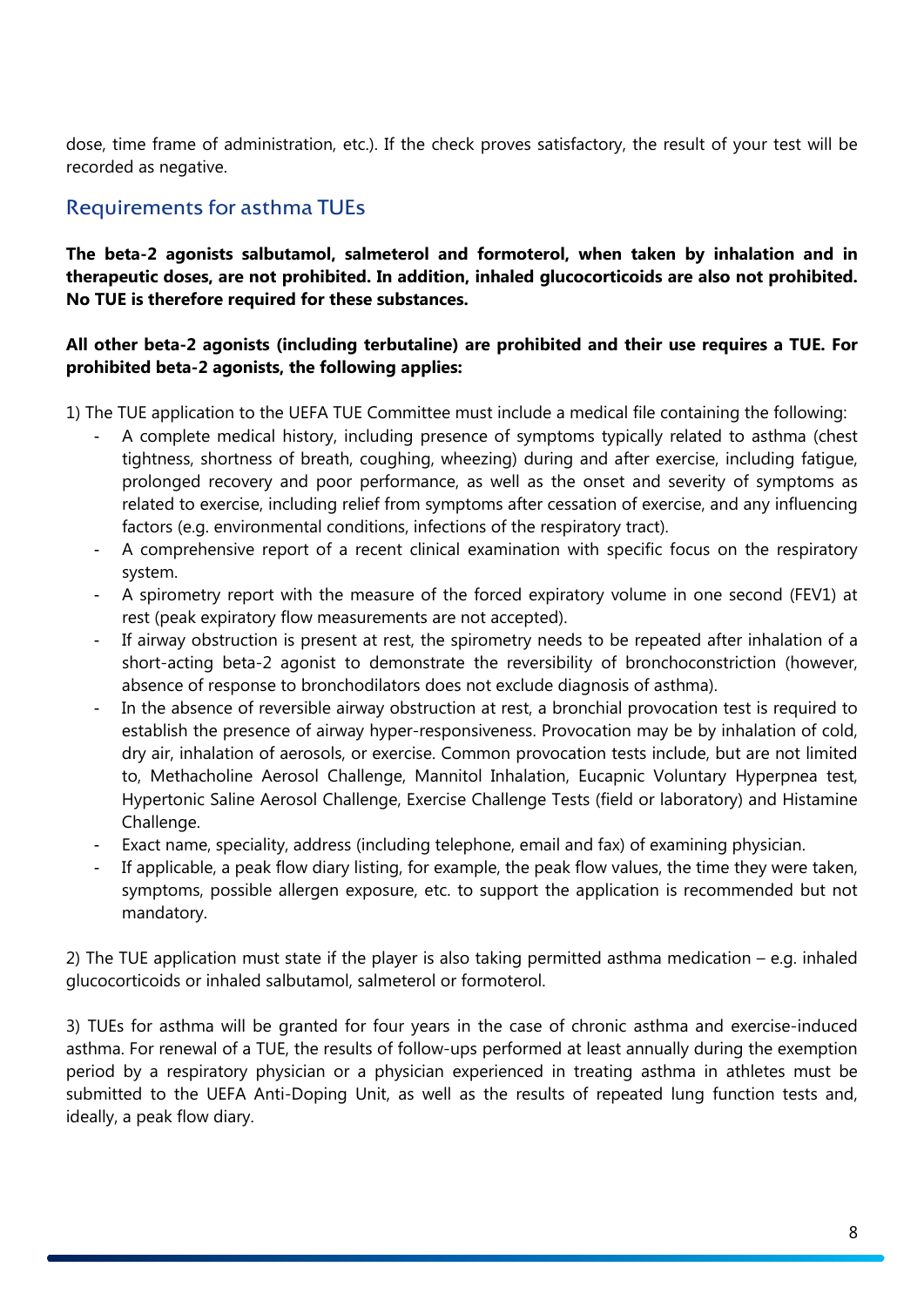dose, time frame of administration, etc.). If the check proves satisfactory, the result of your test will be recorded as negative.

## Requirements for asthma TUEs

**The beta-2 agonists salbutamol, salmeterol and formoterol, when taken by inhalation and in therapeutic doses, are not prohibited. In addition, inhaled glucocorticoids are also not prohibited. No TUE is therefore required for these substances.**

**All other beta-2 agonists (including terbutaline) are prohibited and their use requires a TUE. For prohibited beta-2 agonists, the following applies:**

1) The TUE application to the UEFA TUE Committee must include a medical file containing the following:

- A complete medical history, including presence of symptoms typically related to asthma (chest tightness, shortness of breath, coughing, wheezing) during and after exercise, including fatigue, prolonged recovery and poor performance, as well as the onset and severity of symptoms as related to exercise, including relief from symptoms after cessation of exercise, and any influencing factors (e.g. environmental conditions, infections of the respiratory tract).
- A comprehensive report of a recent clinical examination with specific focus on the respiratory system.
- A spirometry report with the measure of the forced expiratory volume in one second (FEV1) at rest (peak expiratory flow measurements are not accepted).
- If airway obstruction is present at rest, the spirometry needs to be repeated after inhalation of a short-acting beta-2 agonist to demonstrate the reversibility of bronchoconstriction (however, absence of response to bronchodilators does not exclude diagnosis of asthma).
- In the absence of reversible airway obstruction at rest, a bronchial provocation test is required to establish the presence of airway hyper-responsiveness. Provocation may be by inhalation of cold, dry air, inhalation of aerosols, or exercise. Common provocation tests include, but are not limited to, Methacholine Aerosol Challenge, Mannitol Inhalation, Eucapnic Voluntary Hyperpnea test, Hypertonic Saline Aerosol Challenge, Exercise Challenge Tests (field or laboratory) and Histamine Challenge.
- Exact name, speciality, address (including telephone, email and fax) of examining physician.
- If applicable, a peak flow diary listing, for example, the peak flow values, the time they were taken, symptoms, possible allergen exposure, etc. to support the application is recommended but not mandatory.

2) The TUE application must state if the player is also taking permitted asthma medication – e.g. inhaled glucocorticoids or inhaled salbutamol, salmeterol or formoterol.

3) TUEs for asthma will be granted for four years in the case of chronic asthma and exercise-induced asthma. For renewal of a TUE, the results of follow-ups performed at least annually during the exemption period by a respiratory physician or a physician experienced in treating asthma in athletes must be submitted to the UEFA Anti-Doping Unit, as well as the results of repeated lung function tests and, ideally, a peak flow diary.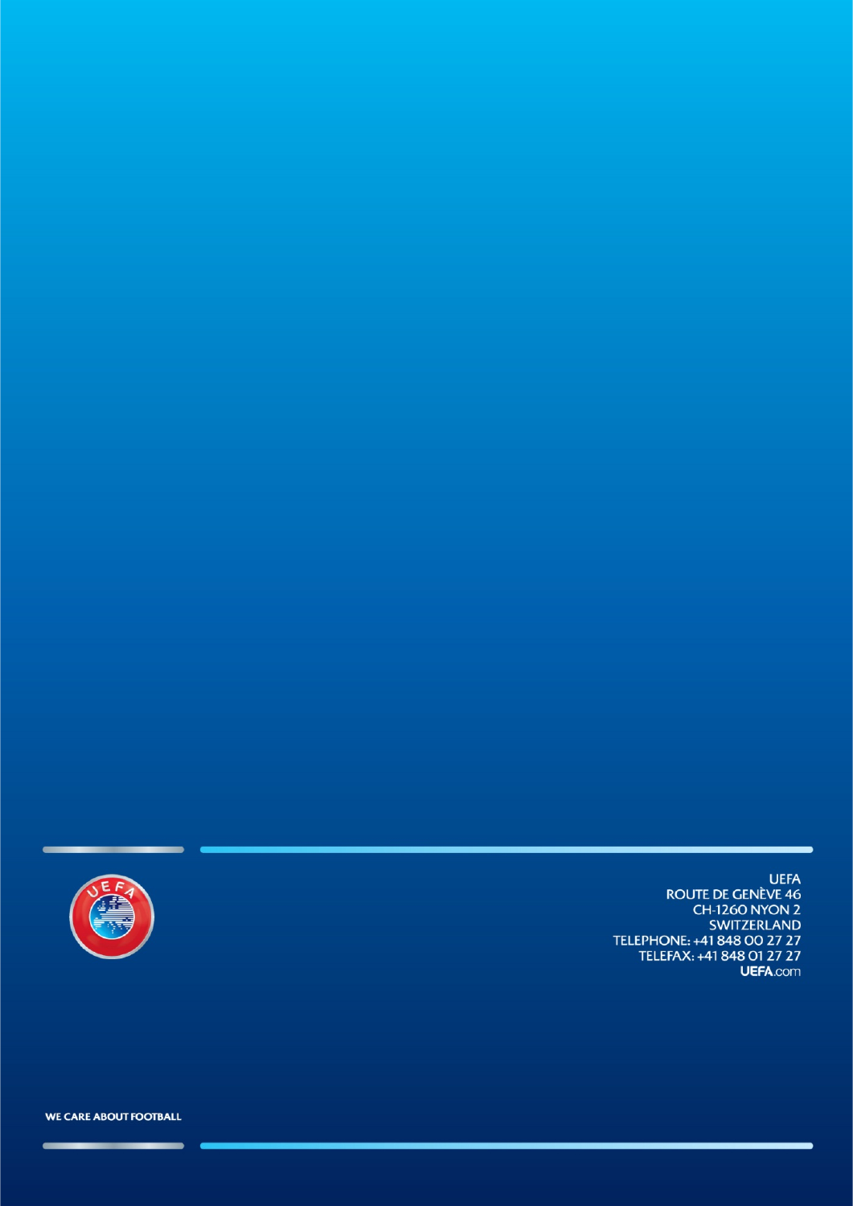UEFA
ROUTE DE GENÈVE 46
CH-1260 NYON 2
SWITZERLAND
TELEPHONE: +41 848 00 27 27
TELEFAX: +41 848 01 27 27
UEFA.com

WE CARE ABOUT FOOTBALL